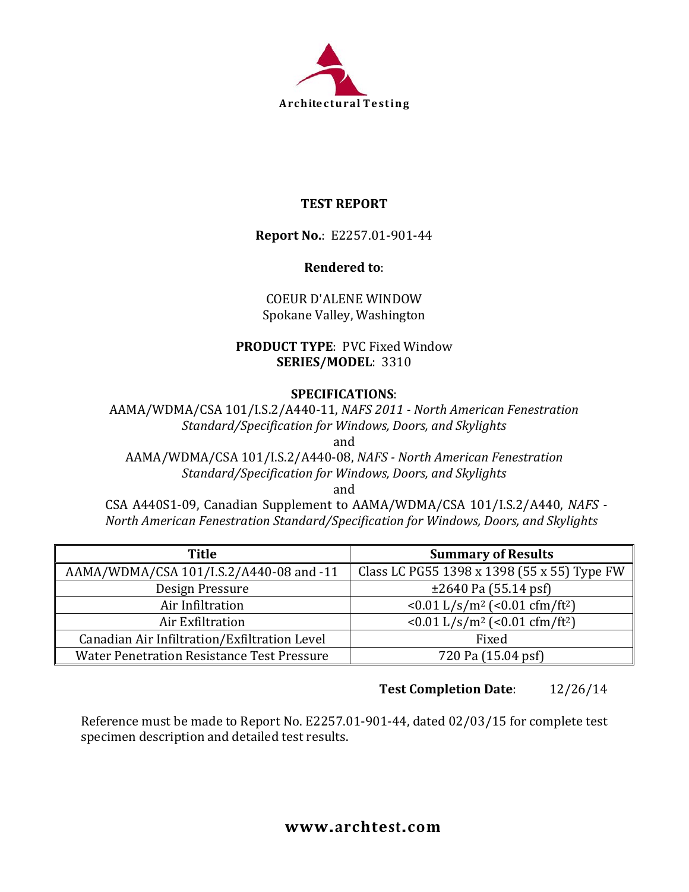Architectural Testing

# TEST REPORT

**Report No.**: E2257.01-901-44

**Rendered to**:

COEUR D'ALENE WINDOW
Spokane Valley, Washington

**PRODUCT TYPE**: PVC Fixed Window
**SERIES/MODEL**: 3310

**SPECIFICATIONS**:

AAMA/WDMA/CSA 101/I.S.2/A440-11, *NAFS 2011 - North American Fenestration Standard/Specification for Windows, Doors, and Skylights*
and
AAMA/WDMA/CSA 101/I.S.2/A440-08, *NAFS - North American Fenestration Standard/Specification for Windows, Doors, and Skylights*
and
CSA A440S1-09, Canadian Supplement to AAMA/WDMA/CSA 101/I.S.2/A440, *NAFS - North American Fenestration Standard/Specification for Windows, Doors, and Skylights*

| Title | Summary of Results |
|---|---|
| AAMA/WDMA/CSA 101/I.S.2/A440-08 and -11 | Class LC PG55 1398 x 1398 (55 x 55) Type FW |
| Design Pressure | ±2640 Pa (55.14 psf) |
| Air Infiltration | <0.01 L/s/m$^2$ (<0.01 cfm/ft$^2$) |
| Air Exfiltration | <0.01 L/s/m$^2$ (<0.01 cfm/ft$^2$) |
| Canadian Air Infiltration/Exfiltration Level | Fixed |
| Water Penetration Resistance Test Pressure | 720 Pa (15.04 psf) |

**Test Completion Date**: 12/26/14

Reference must be made to Report No. E2257.01-901-44, dated 02/03/15 for complete test specimen description and detailed test results.

**www.archtest.com**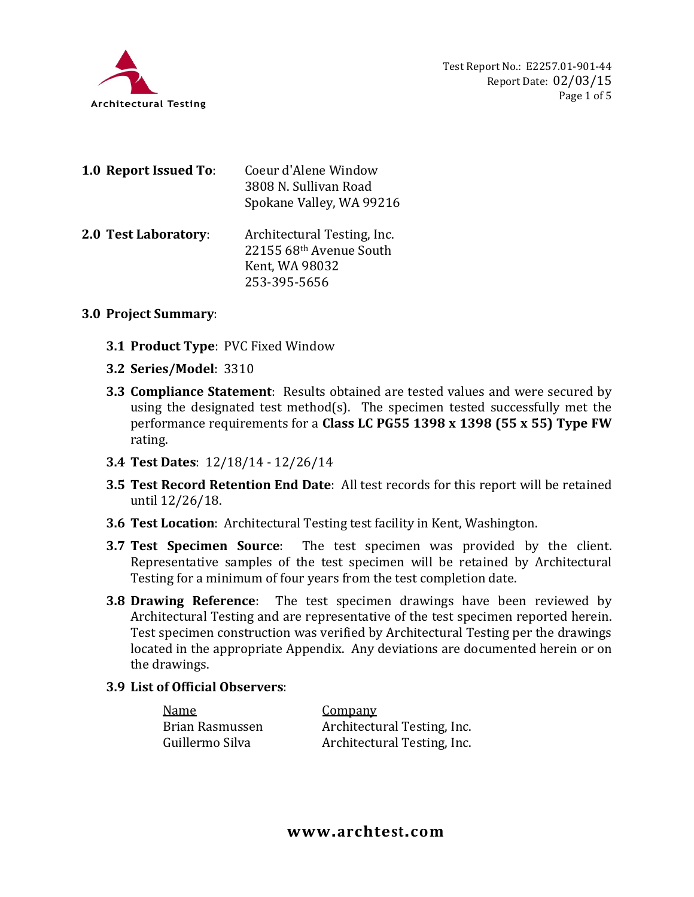Test Report No.: E2257.01-901-44
Report Date: 02/03/15

**1.0 Report Issued To**: Coeur d'Alene Window
3808 N. Sullivan Road
Spokane Valley, WA 99216

**2.0 Test Laboratory**: Architectural Testing, Inc.
22155 68th Avenue South
Kent, WA 98032
253-395-5656

**3.0 Project Summary**:

**3.1 Product Type**: PVC Fixed Window

**3.2 Series/Model**: 3310

**3.3 Compliance Statement**: Results obtained are tested values and were secured by using the designated test method(s). The specimen tested successfully met the performance requirements for a **Class LC PG55 1398 x 1398 (55 x 55) Type FW** rating.

**3.4 Test Dates**: 12/18/14 - 12/26/14

**3.5 Test Record Retention End Date**: All test records for this report will be retained until 12/26/18.

**3.6 Test Location**: Architectural Testing test facility in Kent, Washington.

**3.7 Test Specimen Source**: The test specimen was provided by the client. Representative samples of the test specimen will be retained by Architectural Testing for a minimum of four years from the test completion date.

**3.8 Drawing Reference**: The test specimen drawings have been reviewed by Architectural Testing and are representative of the test specimen reported herein. Test specimen construction was verified by Architectural Testing per the drawings located in the appropriate Appendix. Any deviations are documented herein or on the drawings.

**3.9 List of Official Observers**:

| Name | Company |
|---|---|
| Brian Rasmussen | Architectural Testing, Inc. |
| Guillermo Silva | Architectural Testing, Inc. |

**www.archtest.com**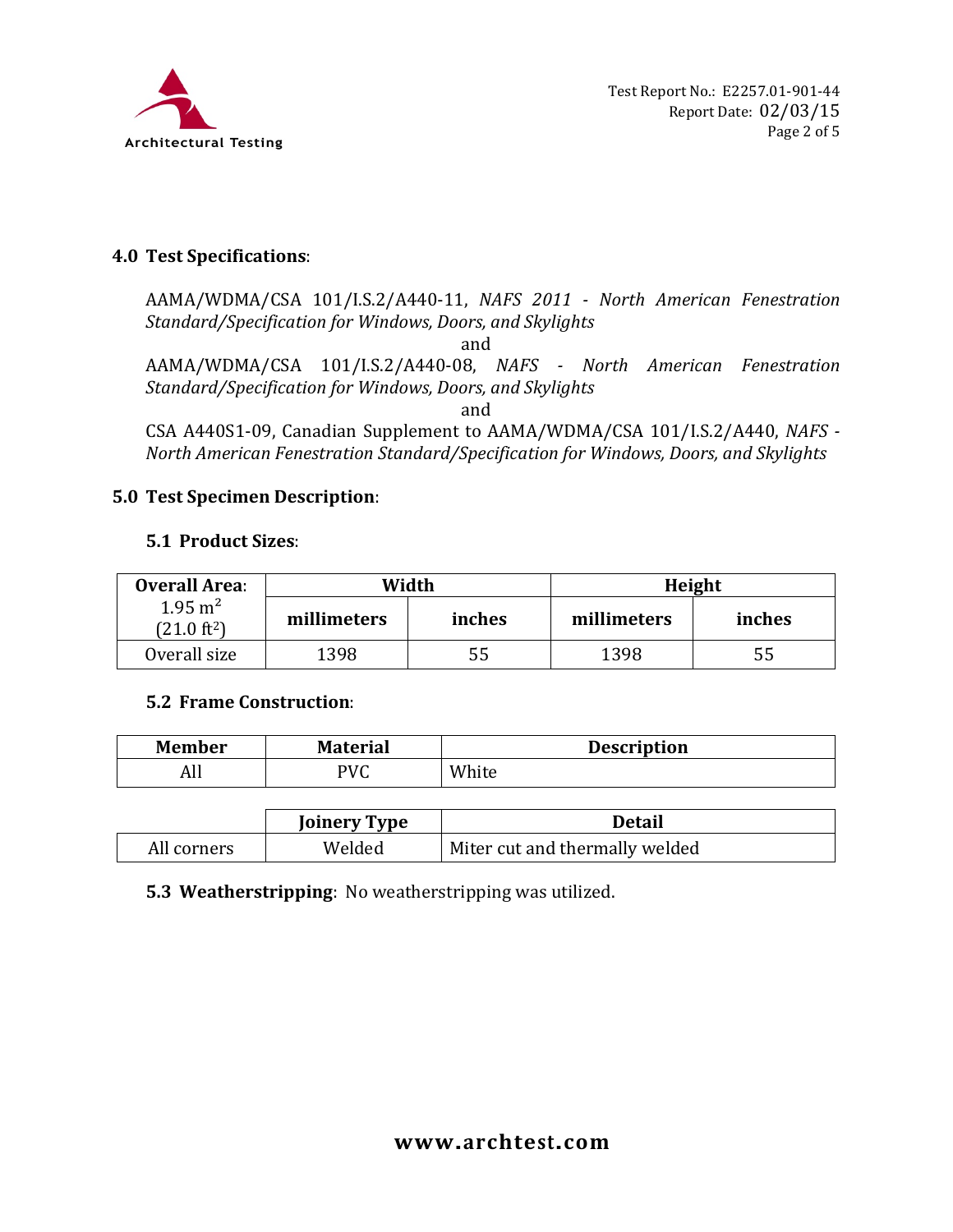## 4.0 Test Specifications:

AAMA/WDMA/CSA 101/I.S.2/A440-11, *NAFS 2011 - North American Fenestration Standard/Specification for Windows, Doors, and Skylights*

and

AAMA/WDMA/CSA 101/I.S.2/A440-08, *NAFS - North American Fenestration Standard/Specification for Windows, Doors, and Skylights*

and

CSA A440S1-09, Canadian Supplement to AAMA/WDMA/CSA 101/I.S.2/A440, *NAFS - North American Fenestration Standard/Specification for Windows, Doors, and Skylights*

## 5.0 Test Specimen Description:

### 5.1 Product Sizes:

| **Overall Area:** 1.95 $m^2$ (21.0 $ft^2$) | **Width** | | **Height** | |
|---|---|---|---|---|
| | **millimeters** | **inches** | **millimeters** | **inches** |
| Overall size | 1398 | 55 | 1398 | 55 |

### 5.2 Frame Construction:

| Member | Material | Description |
|---|---|---|
| All | PVC | White |

| | Joinery Type | Detail |
|---|---|---|
| All corners | Welded | Miter cut and thermally welded |

### 5.3 Weatherstripping: No weatherstripping was utilized.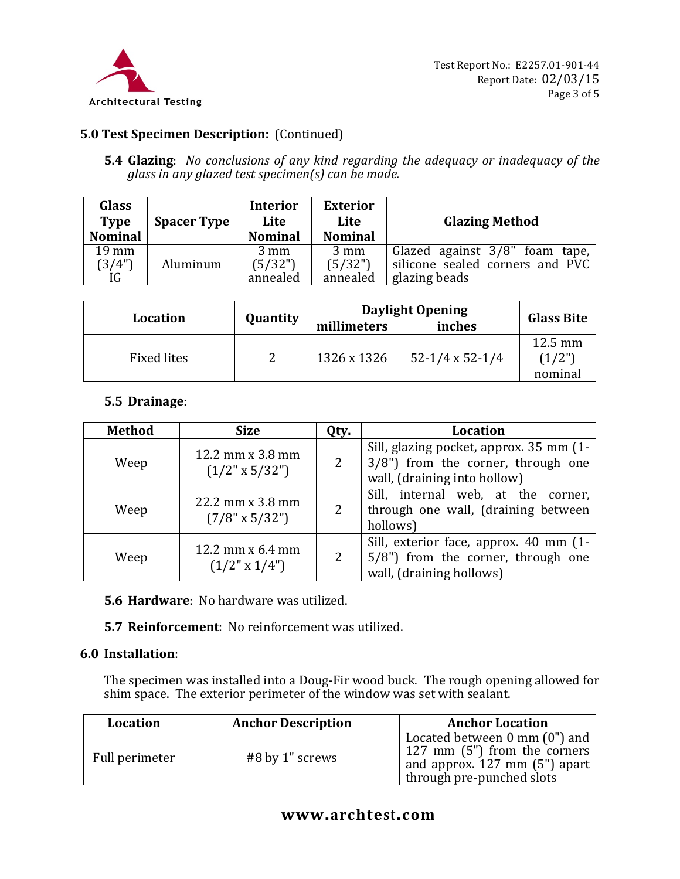## 5.0 Test Specimen Description: (Continued)

**5.4 Glazing**: *No conclusions of any kind regarding the adequacy or inadequacy of the glass in any glazed test specimen(s) can be made.*

| Glass Type Nominal | Spacer Type | Interior Lite Nominal | Exterior Lite Nominal | Glazing Method |
|---|---|---|---|---|
| 19 mm (3/4") IG | Aluminum | 3 mm (5/32") annealed | 3 mm (5/32") annealed | Glazed against 3/8" foam tape, silicone sealed corners and PVC glazing beads |

| Location | Quantity | Daylight Opening | | Glass Bite |
|---|---|---|---|---|
| | | millimeters | inches | |
| Fixed lites | 2 | 1326 x 1326 | 52-1/4 x 52-1/4 | 12.5 mm (1/2") nominal |

**5.5 Drainage**:

| Method | Size | Qty. | Location |
|---|---|---|---|
| Weep | 12.2 mm x 3.8 mm (1/2" x 5/32") | 2 | Sill, glazing pocket, approx. 35 mm (1-3/8") from the corner, through one wall, (draining into hollow) |
| Weep | 22.2 mm x 3.8 mm (7/8" x 5/32") | 2 | Sill, internal web, at the corner, through one wall, (draining between hollows) |
| Weep | 12.2 mm x 6.4 mm (1/2" x 1/4") | 2 | Sill, exterior face, approx. 40 mm (1-5/8") from the corner, through one wall, (draining hollows) |

**5.6 Hardware**: No hardware was utilized.

**5.7 Reinforcement**: No reinforcement was utilized.

## 6.0 Installation:

The specimen was installed into a Doug-Fir wood buck. The rough opening allowed for shim space. The exterior perimeter of the window was set with sealant.

| Location | Anchor Description | Anchor Location |
|---|---|---|
| Full perimeter | #8 by 1" screws | Located between 0 mm (0") and 127 mm (5") from the corners and approx. 127 mm (5") apart through pre-punched slots |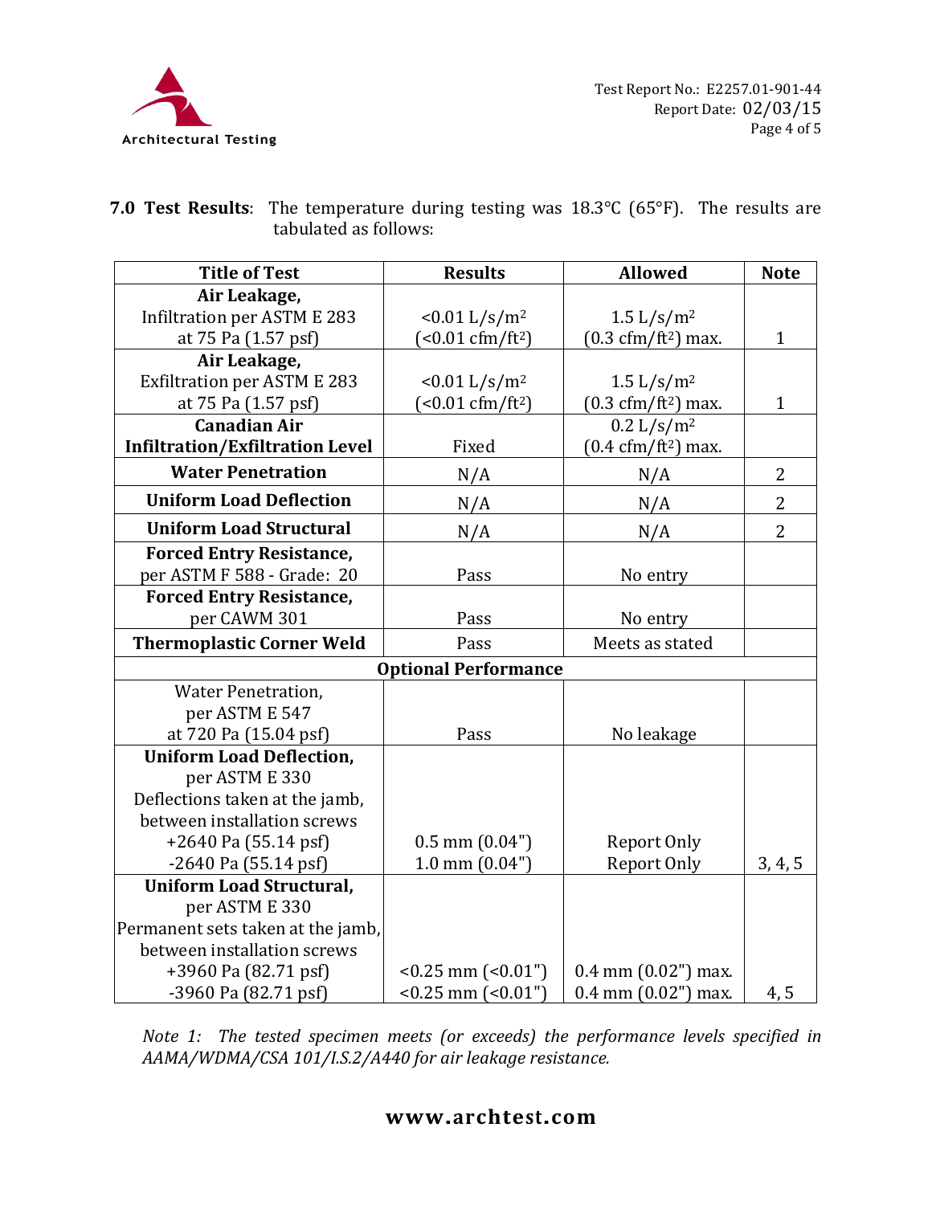**7.0 Test Results**: The temperature during testing was 18.3°C (65°F). The results are tabulated as follows:

| Title of Test | Results | Allowed | Note |
|---|---|---|---|
| **Air Leakage,** Infiltration per ASTM E 283 at 75 Pa (1.57 psf) | <0.01 L/s/m² (<0.01 cfm/ft²) | 1.5 L/s/m² (0.3 cfm/ft²) max. | 1 |
| **Air Leakage,** Exfiltration per ASTM E 283 at 75 Pa (1.57 psf) | <0.01 L/s/m² (<0.01 cfm/ft²) | 1.5 L/s/m² (0.3 cfm/ft²) max. | 1 |
| **Canadian Air Infiltration/Exfiltration Level** | Fixed | 0.2 L/s/m² (0.4 cfm/ft²) max. | |
| **Water Penetration** | N/A | N/A | 2 |
| **Uniform Load Deflection** | N/A | N/A | 2 |
| **Uniform Load Structural** | N/A | N/A | 2 |
| **Forced Entry Resistance,** per ASTM F 588 - Grade: 20 | Pass | No entry | |
| **Forced Entry Resistance,** per CAWM 301 | Pass | No entry | |
| **Thermoplastic Corner Weld** | Pass | Meets as stated | |
| **Optional Performance** | | | |
| Water Penetration, per ASTM E 547 at 720 Pa (15.04 psf) | Pass | No leakage | |
| **Uniform Load Deflection,** per ASTM E 330 Deflections taken at the jamb, between installation screws +2640 Pa (55.14 psf) -2640 Pa (55.14 psf) | 0.5 mm (0.04") 1.0 mm (0.04") | Report Only Report Only | 3, 4, 5 |
| **Uniform Load Structural,** per ASTM E 330 Permanent sets taken at the jamb, between installation screws +3960 Pa (82.71 psf) -3960 Pa (82.71 psf) | <0.25 mm (<0.01") <0.25 mm (<0.01") | 0.4 mm (0.02") max. 0.4 mm (0.02") max. | 4, 5 |

*Note 1: The tested specimen meets (or exceeds) the performance levels specified in AAMA/WDMA/CSA 101/I.S.2/A440 for air leakage resistance.*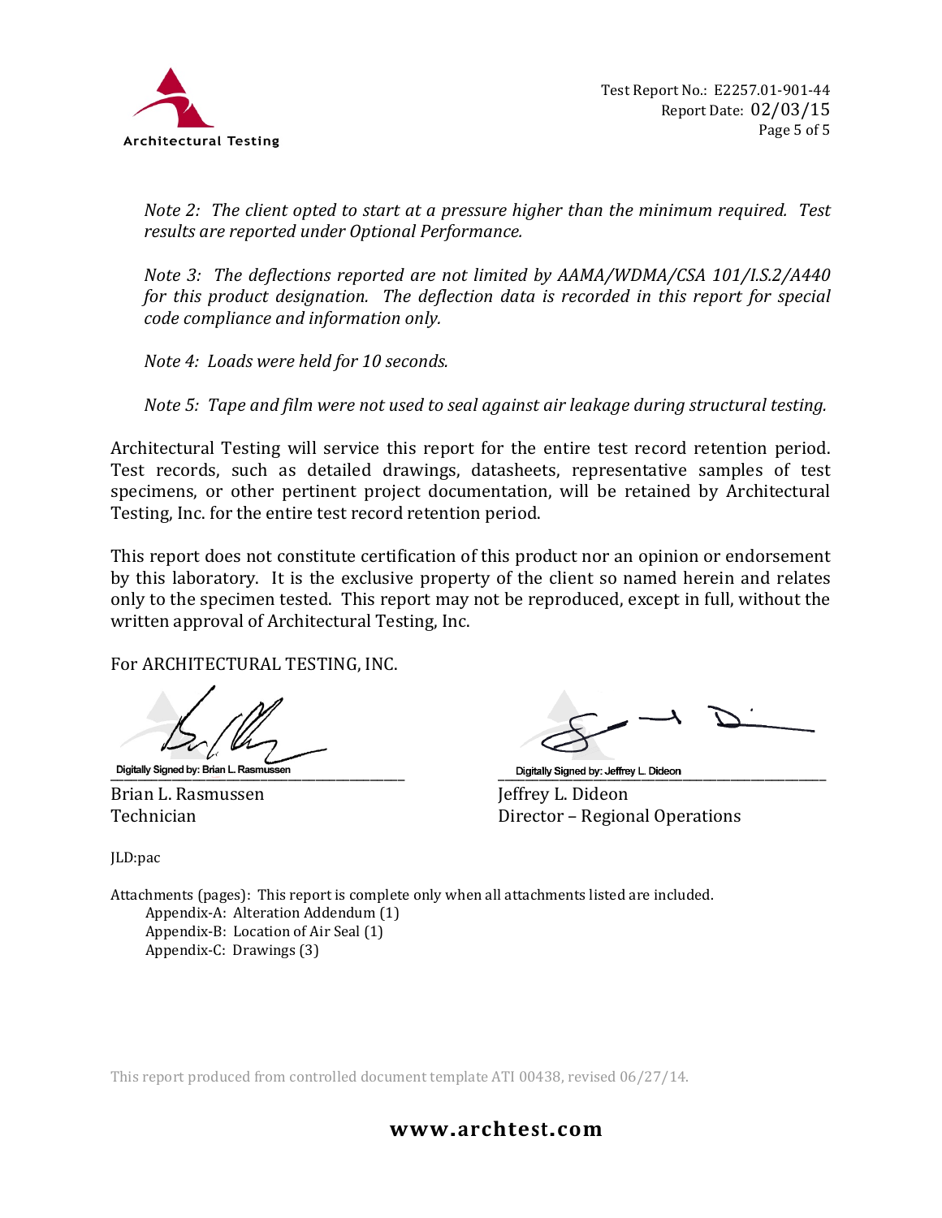*Note 2: The client opted to start at a pressure higher than the minimum required. Test results are reported under Optional Performance.*

*Note 3: The deflections reported are not limited by AAMA/WDMA/CSA 101/I.S.2/A440 for this product designation. The deflection data is recorded in this report for special code compliance and information only.*

*Note 4: Loads were held for 10 seconds.*

*Note 5: Tape and film were not used to seal against air leakage during structural testing.*

Architectural Testing will service this report for the entire test record retention period. Test records, such as detailed drawings, datasheets, representative samples of test specimens, or other pertinent project documentation, will be retained by Architectural Testing, Inc. for the entire test record retention period.

This report does not constitute certification of this product nor an opinion or endorsement by this laboratory. It is the exclusive property of the client so named herein and relates only to the specimen tested. This report may not be reproduced, except in full, without the written approval of Architectural Testing, Inc.

For ARCHITECTURAL TESTING, INC.

Digitally Signed by: Brian L. Rasmussen

Brian L. Rasmussen
Technician

Digitally Signed by: Jeffrey L. Dideon

Jeffrey L. Dideon
Director – Regional Operations

JLD:pac

Attachments (pages): This report is complete only when all attachments listed are included.
- Appendix-A: Alteration Addendum (1)
- Appendix-B: Location of Air Seal (1)
- Appendix-C: Drawings (3)

This report produced from controlled document template ATI 00438, revised 06/27/14.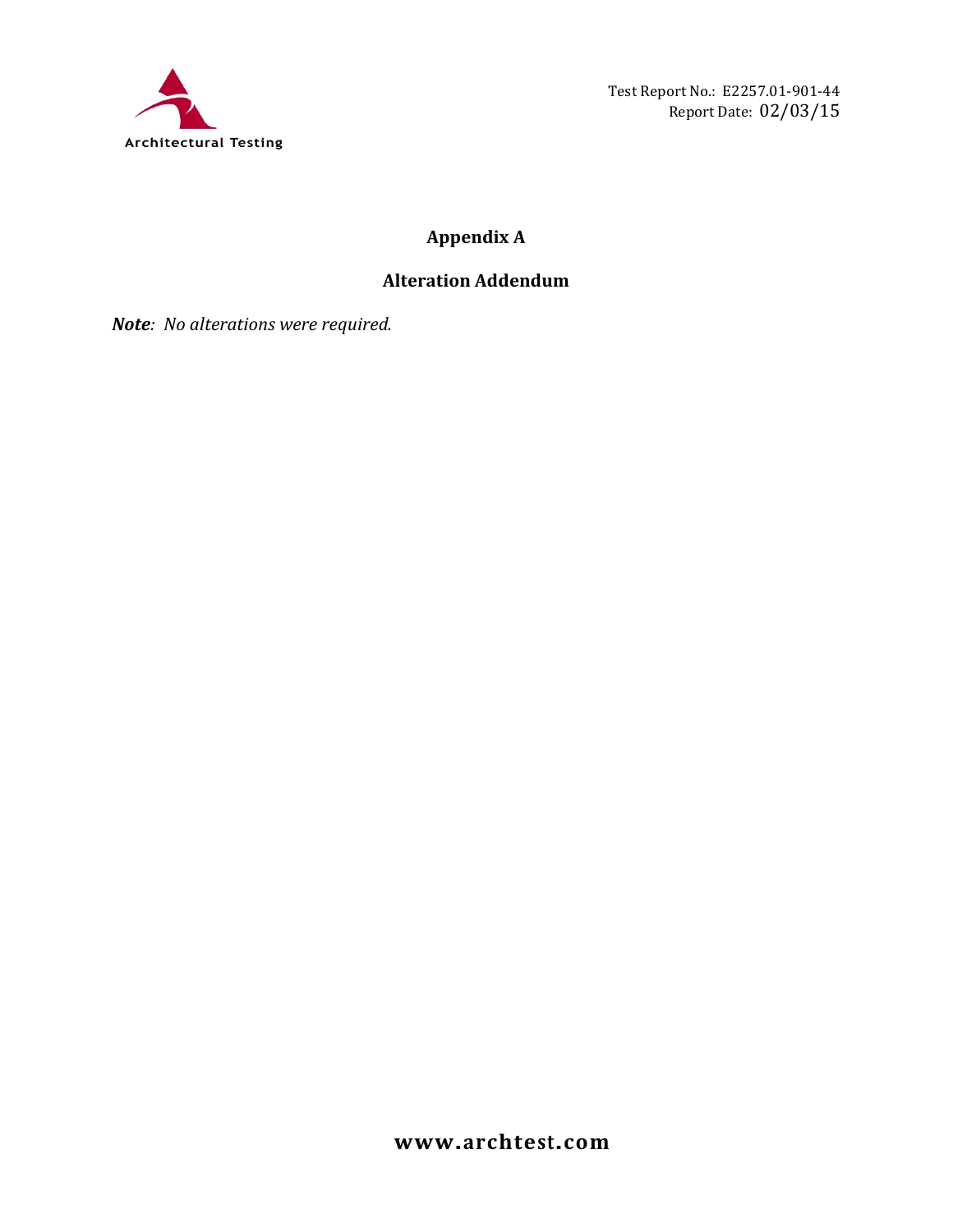## Appendix A

## Alteration Addendum

***Note**: No alterations were required.*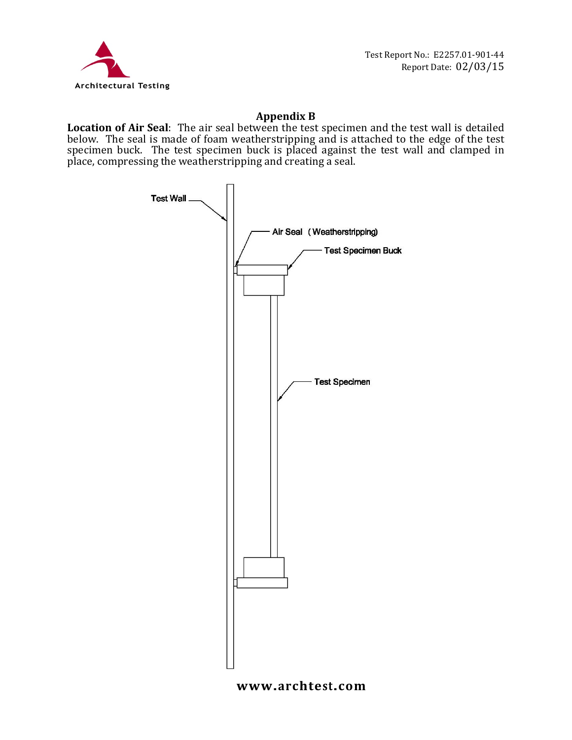## Appendix B

**Location of Air Seal**: The air seal between the test specimen and the test wall is detailed below. The seal is made of foam weatherstripping and is attached to the edge of the test specimen buck. The test specimen buck is placed against the test wall and clamped in place, compressing the weatherstripping and creating a seal.

Test Wall

Air Seal (Weatherstripping)

Test Specimen Buck

Test Specimen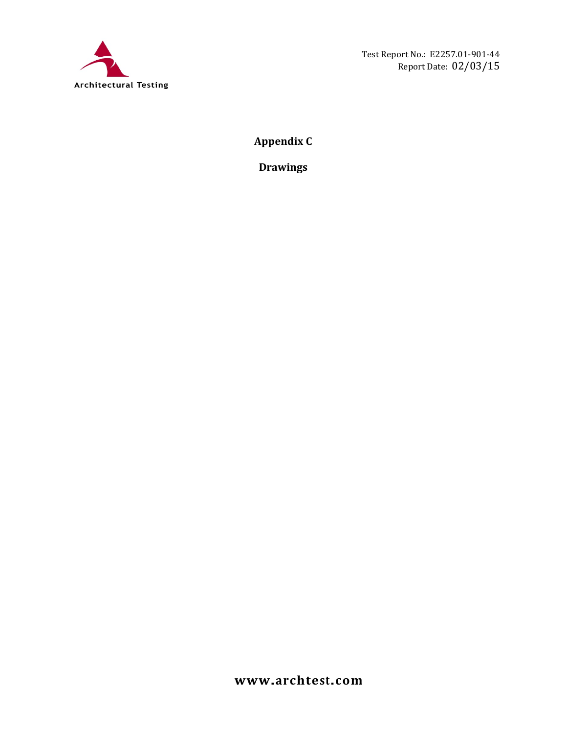# Appendix C

## Drawings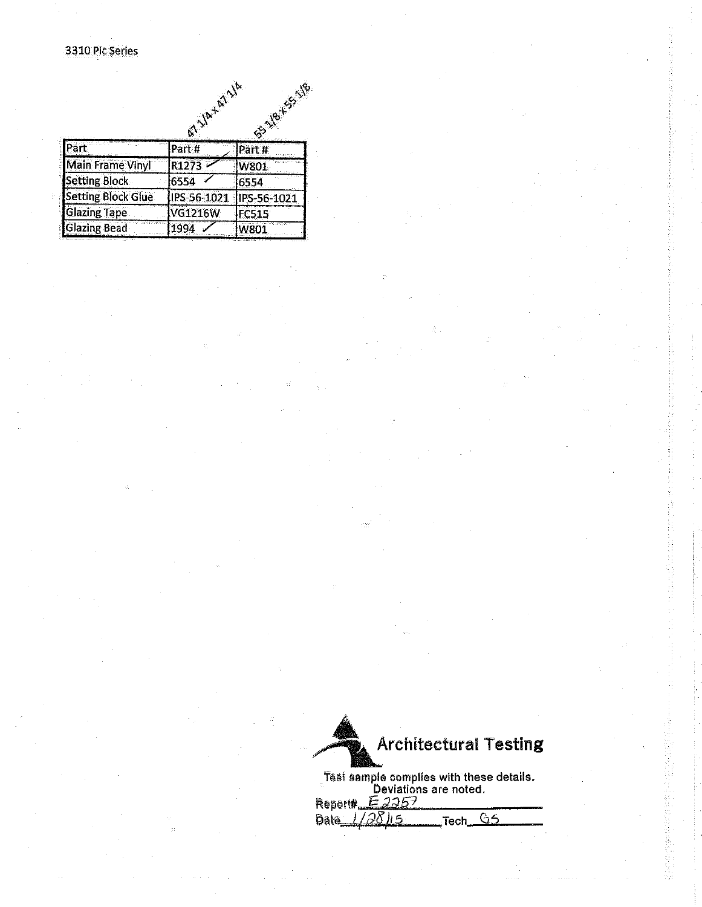3310 Pic Series

| Part | Part # (47 1/4 x 47 1/4) | Part # (55 1/8 x 55 1/8) |
|---|---|---|
| Main Frame Vinyl | R1273 ✓ | W801 |
| Setting Block | 6554 ✓ | 6554 |
| Setting Block Glue | IPS-56-1021 | IPS-56-1021 |
| Glazing Tape | VG1216W | FC515 |
| Glazing Bead | 1994 ✓ | W801 |

Architectural Testing

Test sample complies with these details.
Deviations are noted.

Report# E2257

Date 1/28/15 Tech GS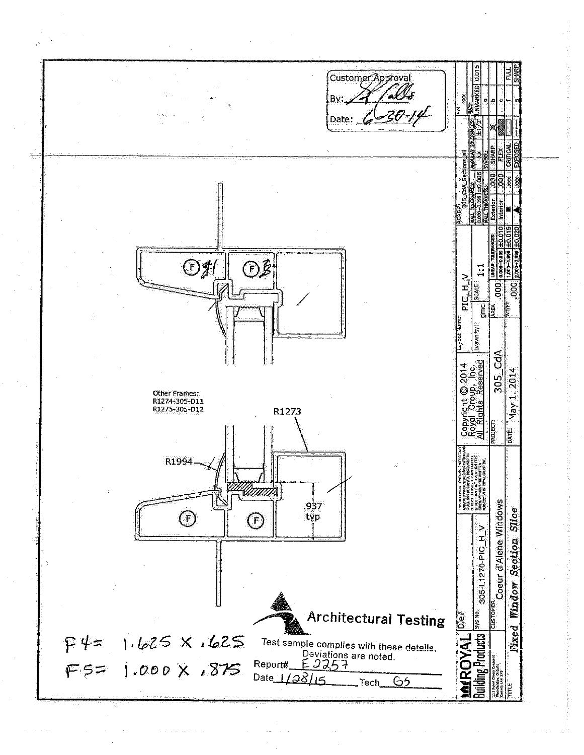Customer Approval

By: *(signature)*

Date: 6-30-14

Other Frames:
R1274-305-D11
R1275-305-D12

R1273

R1994

.937
typ

F4 = 1.625 x .625
F5 = 1.000 x .875

**Architectural Testing**

Test sample complies with these details.
Deviations are noted.

Report# E2257

Date 1/28/15 Tech GS

| | |
|---|---|
| ROYAL Building Products | Die# |
| Sys No. | 305-L1270-PIC_H_V |
| CUSTOMER | Coeur d'Alene Windows |
| TITLE | *Fixed Window Section Slice* |
| Copyright © 2014 Royal Group, Inc. All Rights Reserved | |
| PROJECT: | 305_CdA |
| DATE: | May 1, 2014 |
| Layout Name: | PIC_H_V |
| Drawn by: | gmc |
| SCALE: | 1:1 |
| AREA | .000 |
| WT/FT | .000 |
| ACAD#: | 305_CdA_Sections.pll |
| Ref: | xxx |

| LINEAR TOLERANCES: | |
|---|---|
| 0.000–0.999 | ±0.010 |
| 1.000–1.999 | ±0.015 |
| 2.000–3.999 | ±0.020 |

| WALL TOLERANCES: | |
|---|---|
| 0.000–0.099 | ±0.006 |

| WALL THICKNESS: | |
|---|---|
| Exterior | .000 |
| Interior | .000 |
| ■ | .xxx |
| ▲ | .xxx |

| ANGULAR TOLERANCES: | ±1/2° |
|---|---|
| SYMBOL | |
| SHARP | |
| FLEX | |
| CRITICAL | |
| EXPOSED | |

| GAGE: | |
|---|---|
| UNMARKED | 0.015 |
| a | |
| b | |
| c | |
| f | FULL |
| s | SHARP |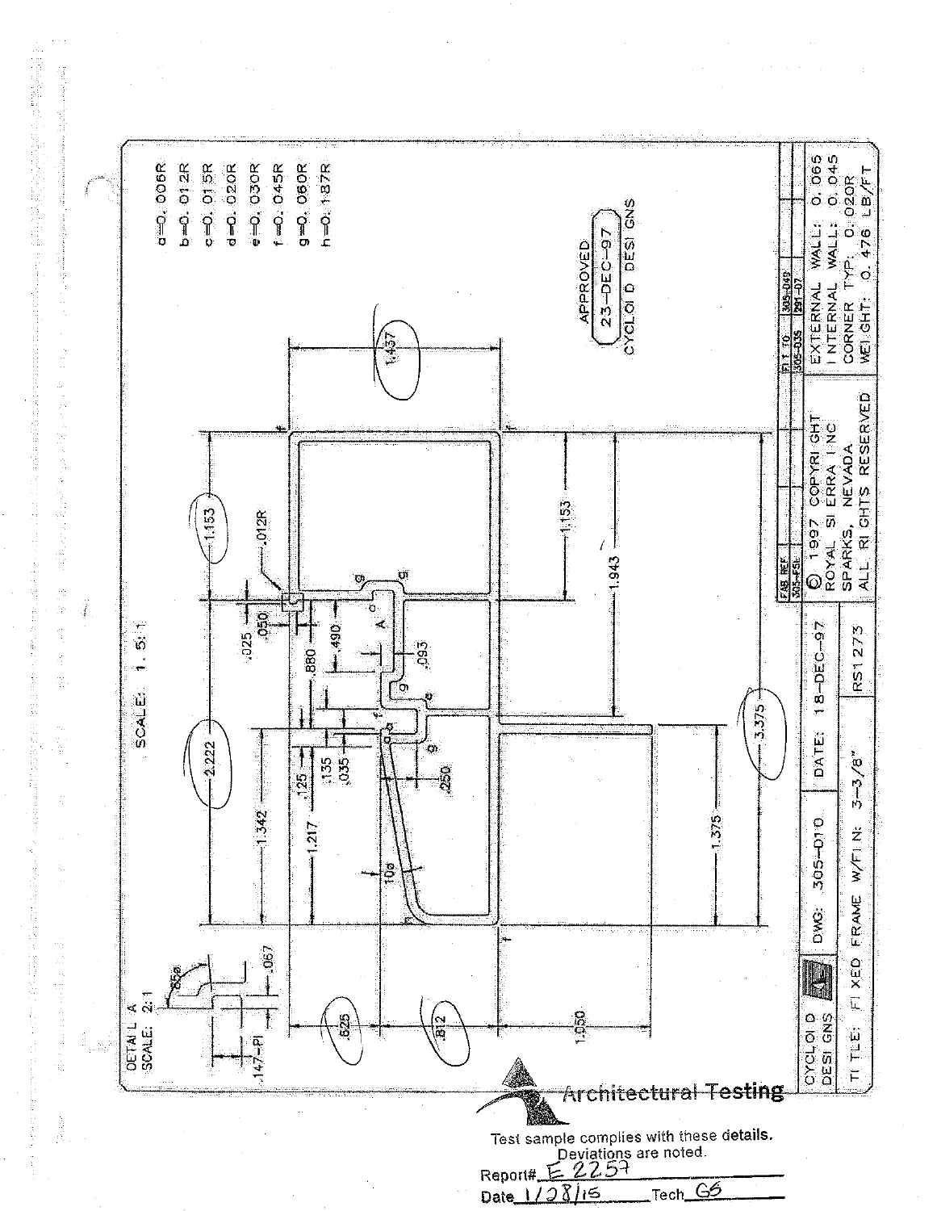a=0.006R
b=0.012R
c=0.015R
d=0.020R
e=0.030R
f=0.045R
g=0.060R
h=0.187R

APPROVED
23-DEC-97
CYCLOID DESIGNS

SCALE: 1.5:1

DETAIL A
SCALE: 2:1

.147-PI .067 85ø

1.437 1.153 .012R .050 .025 .880 .490 A .093 1.153 1.943 2.222 1.342 1.217 .125 .135 .035 .250 10ø 3.375 1.375 .625 .812 1.050

| FAB REF | FIT TO | |
|---|---|---|
| 305-FSE | 305-039 | 305-049 |
| | | 291-07 |

© 1997 COPYRIGHT
ROYAL SIERRA INC
SPARKS, NEVADA
ALL RIGHTS RESERVED

EXTERNAL WALL: 0.065
INTERNAL WALL: 0.045
CORNER TYP: 0.020R
WEIGHT: 0.476 LB/FT

| | | | |
|---|---|---|---|
| CYCLOID DESIGNS | DWG: 305-010 | DATE: 18-DEC-97 | RS1273 |
| TITLE: FIXED FRAME W/FIN: 3-3/8" | | | |

Architectural Testing

Test sample complies with these details.
Deviations are noted.

Report# E2257

Date 1/28/15 Tech GS